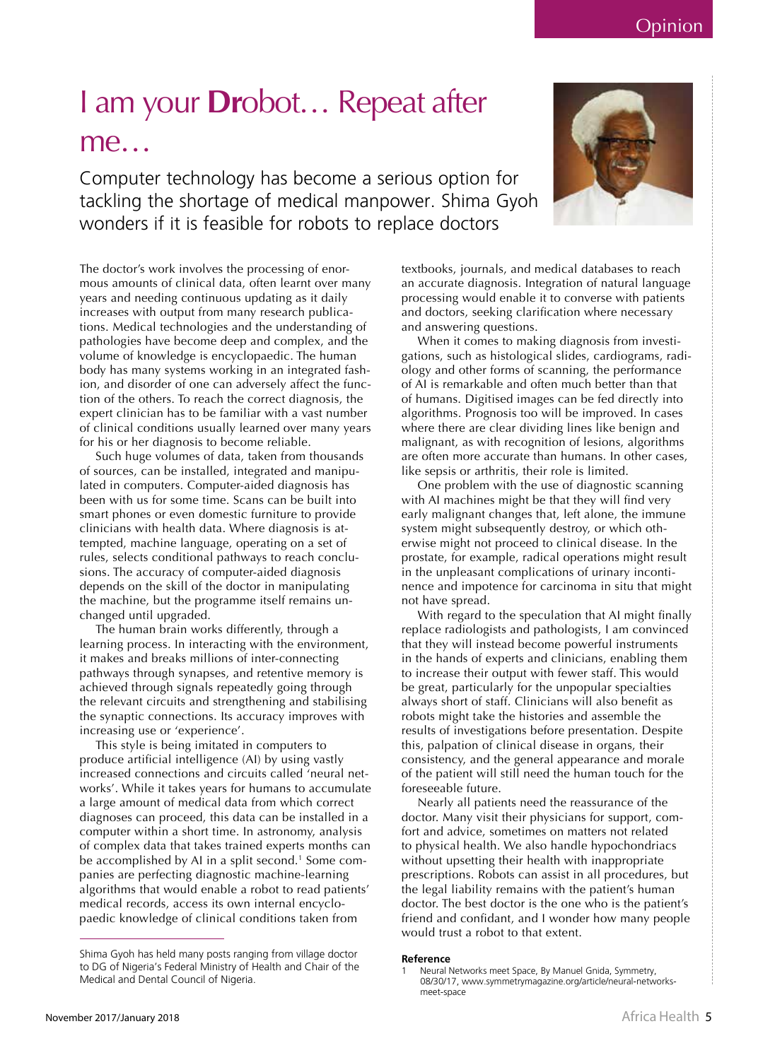Opinion

# I am your **Dr**obot… Repeat after me…

Computer technology has become a serious option for tackling the shortage of medical manpower. Shima Gyoh wonders if it is feasible for robots to replace doctors

The doctor's work involves the processing of enormous amounts of clinical data, often learnt over many years and needing continuous updating as it daily increases with output from many research publications. Medical technologies and the understanding of pathologies have become deep and complex, and the volume of knowledge is encyclopaedic. The human body has many systems working in an integrated fashion, and disorder of one can adversely affect the function of the others. To reach the correct diagnosis, the expert clinician has to be familiar with a vast number of clinical conditions usually learned over many years for his or her diagnosis to become reliable.

Such huge volumes of data, taken from thousands of sources, can be installed, integrated and manipulated in computers. Computer-aided diagnosis has been with us for some time. Scans can be built into smart phones or even domestic furniture to provide clinicians with health data. Where diagnosis is attempted, machine language, operating on a set of rules, selects conditional pathways to reach conclusions. The accuracy of computer-aided diagnosis depends on the skill of the doctor in manipulating the machine, but the programme itself remains unchanged until upgraded.

The human brain works differently, through a learning process. In interacting with the environment, it makes and breaks millions of inter-connecting pathways through synapses, and retentive memory is achieved through signals repeatedly going through the relevant circuits and strengthening and stabilising the synaptic connections. Its accuracy improves with increasing use or 'experience'.

This style is being imitated in computers to produce artificial intelligence (AI) by using vastly increased connections and circuits called 'neural networks'. While it takes years for humans to accumulate a large amount of medical data from which correct diagnoses can proceed, this data can be installed in a computer within a short time. In astronomy, analysis of complex data that takes trained experts months can be accomplished by AI in a split second.[1] Some companies are perfecting diagnostic machine-learning algorithms that would enable a robot to read patients' medical records, access its own internal encyclopaedic knowledge of clinical conditions taken from textbooks, journals, and medical databases to reach an accurate diagnosis. Integration of natural language processing would enable it to converse with patients and doctors, seeking clarification where necessary and answering questions.

When it comes to making diagnosis from investigations, such as histological slides, cardiograms, radiology and other forms of scanning, the performance of AI is remarkable and often much better than that of humans. Digitised images can be fed directly into algorithms. Prognosis too will be improved. In cases where there are clear dividing lines like benign and malignant, as with recognition of lesions, algorithms are often more accurate than humans. In other cases, like sepsis or arthritis, their role is limited.

One problem with the use of diagnostic scanning with AI machines might be that they will find very early malignant changes that, left alone, the immune system might subsequently destroy, or which otherwise might not proceed to clinical disease. In the prostate, for example, radical operations might result in the unpleasant complications of urinary incontinence and impotence for carcinoma in situ that might not have spread.

With regard to the speculation that AI might finally replace radiologists and pathologists, I am convinced that they will instead become powerful instruments in the hands of experts and clinicians, enabling them to increase their output with fewer staff. This would be great, particularly for the unpopular specialties always short of staff. Clinicians will also benefit as robots might take the histories and assemble the results of investigations before presentation. Despite this, palpation of clinical disease in organs, their consistency, and the general appearance and morale of the patient will still need the human touch for the foreseeable future.

Nearly all patients need the reassurance of the doctor. Many visit their physicians for support, comfort and advice, sometimes on matters not related to physical health. We also handle hypochondriacs without upsetting their health with inappropriate prescriptions. Robots can assist in all procedures, but the legal liability remains with the patient's human doctor. The best doctor is the one who is the patient's friend and confidant, and I wonder how many people would trust a robot to that extent.

Shima Gyoh has held many posts ranging from village doctor to DG of Nigeria's Federal Ministry of Health and Chair of the Medical and Dental Council of Nigeria.

**Reference**

1. Neural Networks meet Space, By Manuel Gnida, Symmetry, 08/30/17, www.symmetrymagazine.org/article/neural-networks-meet-space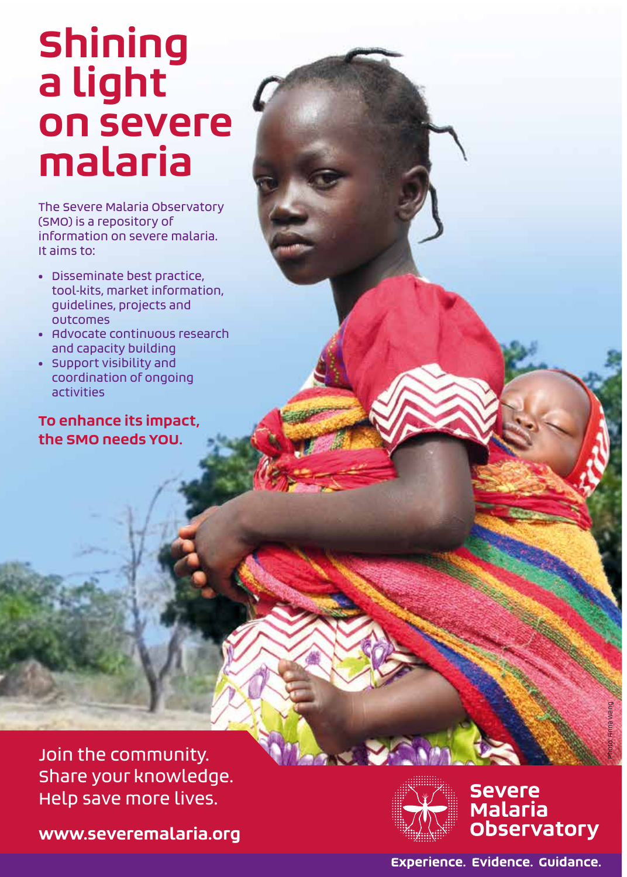# Shining a light on severe malaria

The Severe Malaria Observatory (SMO) is a repository of information on severe malaria. It aims to:

- Disseminate best practice, tool-kits, market information, guidelines, projects and outcomes
- Advocate continuous research and capacity building
- Support visibility and coordination of ongoing activities

**To enhance its impact, the SMO needs YOU.**

Photo: Anna Wang

Join the community.
Share your knowledge.
Help save more lives.

**www.severemalaria.org**

**Severe Malaria Observatory**

**Experience. Evidence. Guidance.**